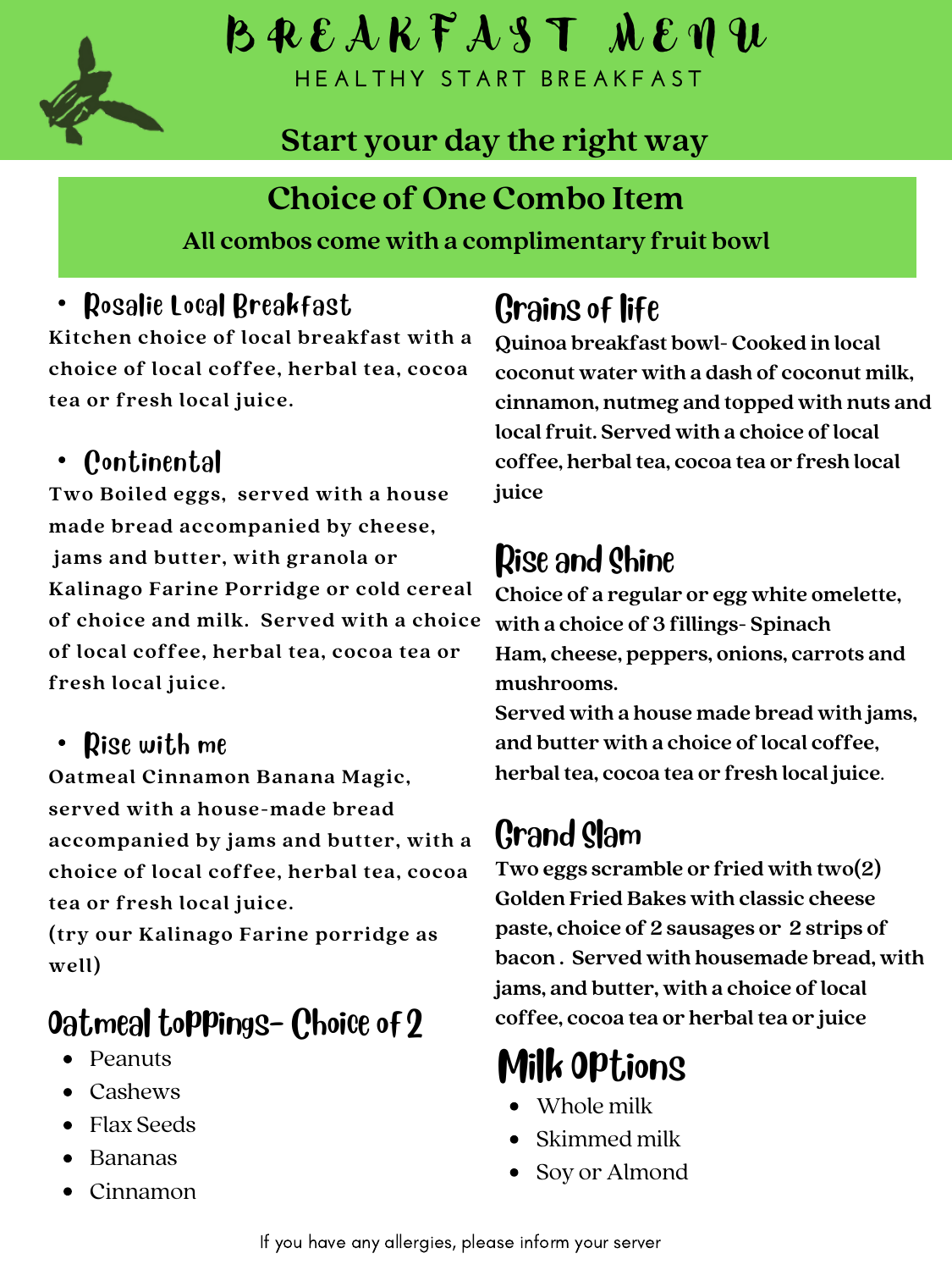# BREAKFAST MENU

HEALTHY START BREAKFAST

## Start your day the right way

## Choice of One Combo Item

**All combos come with a complimentary fruit bowl**

- ### Rosalie Local Breakfast

**Kitchen choice of local breakfast with a choice of local coffee, herbal tea, cocoa tea or fresh local juice.**

- ### Continental

**Two Boiled eggs, served with a house made bread accompanied by cheese, jams and butter, with granola or Kalinago Farine Porridge or cold cereal of choice and milk. Served with a choice of local coffee, herbal tea, cocoa tea or fresh local juice.**

- ### Rise with me

**Oatmeal Cinnamon Banana Magic, served with a house-made bread accompanied by jams and butter, with a choice of local coffee, herbal tea, cocoa tea or fresh local juice.**
**(try our Kalinago Farine porridge as well)**

### Oatmeal toppings- Choice of 2

- Peanuts
- Cashews
- Flax Seeds
- Bananas
- Cinnamon

### Grains of life

**Quinoa breakfast bowl- Cooked in local coconut water with a dash of coconut milk, cinnamon, nutmeg and topped with nuts and local fruit. Served with a choice of local coffee, herbal tea, cocoa tea or fresh local juice**

### Rise and Shine

**Choice of a regular or egg white omelette, with a choice of 3 fillings- Spinach Ham, cheese, peppers, onions, carrots and mushrooms.**
**Served with a house made bread with jams, and butter with a choice of local coffee, herbal tea, cocoa tea or fresh local juice.**

### Grand Slam

**Two eggs scramble or fried with two(2) Golden Fried Bakes with classic cheese paste, choice of 2 sausages or 2 strips of bacon . Served with housemade bread, with jams, and butter, with a choice of local coffee, cocoa tea or herbal tea or juice**

### Milk Options

- Whole milk
- Skimmed milk
- Soy or Almond

If you have any allergies, please inform your server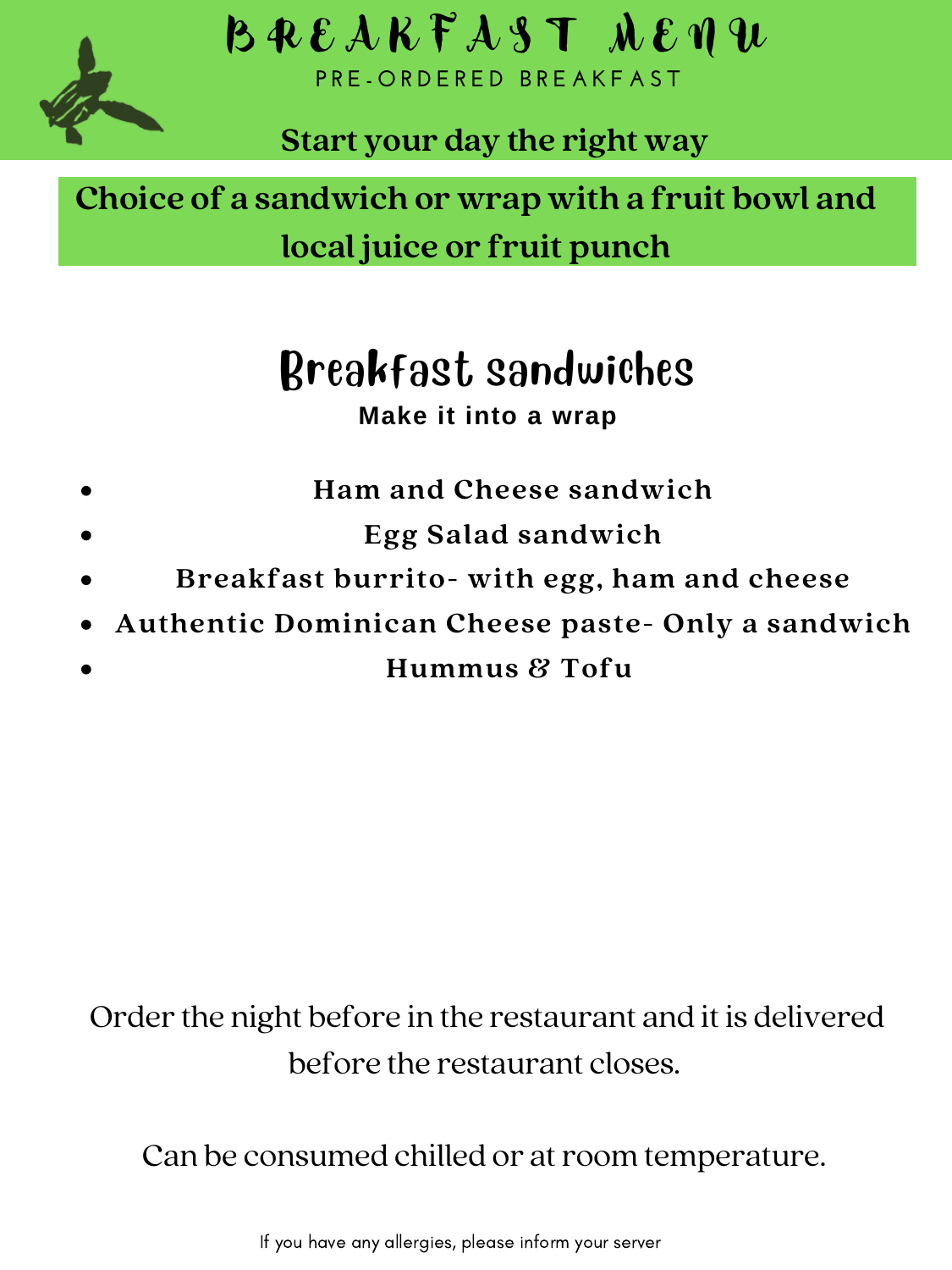# BREAKFAST MENU

PRE-ORDERED BREAKFAST

**Start your day the right way**

**Choice of a sandwich or wrap with a fruit bowl and local juice or fruit punch**

## Breakfast sandwiches

**Make it into a wrap**

- **Ham and Cheese sandwich**
- **Egg Salad sandwich**
- **Breakfast burrito- with egg, ham and cheese**
- **Authentic Dominican Cheese paste- Only a sandwich**
- **Hummus & Tofu**

Order the night before in the restaurant and it is delivered before the restaurant closes.

Can be consumed chilled or at room temperature.

If you have any allergies, please inform your server